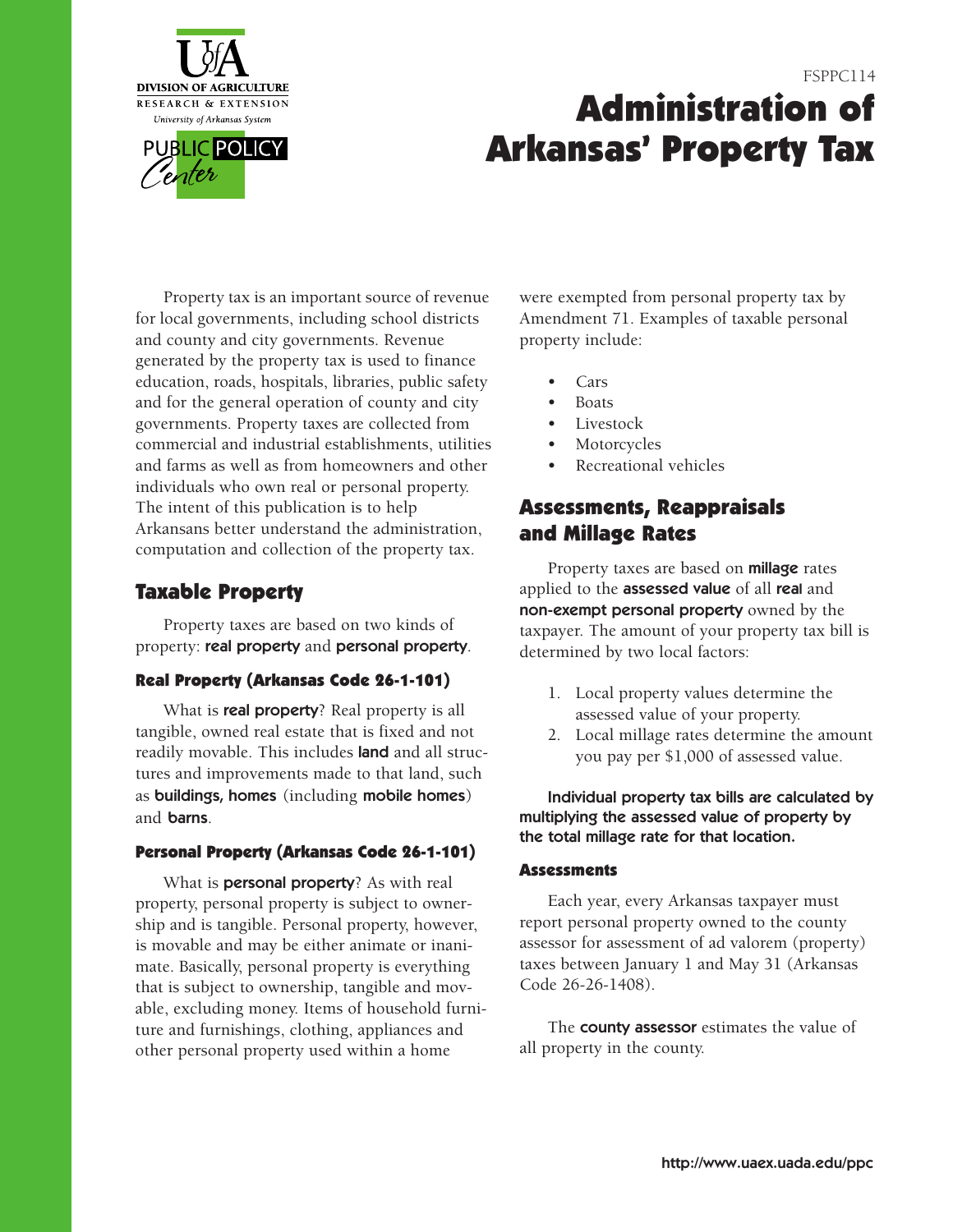FSPPC114

# Administration of Arkansas' Property Tax

Property tax is an important source of revenue for local governments, including school districts and county and city governments. Revenue generated by the property tax is used to finance education, roads, hospitals, libraries, public safety and for the general operation of county and city governments. Property taxes are collected from commercial and industrial establishments, utilities and farms as well as from homeowners and other individuals who own real or personal property. The intent of this publication is to help Arkansans better understand the administration, computation and collection of the property tax.

## Taxable Property

Property taxes are based on two kinds of property: **real property** and **personal property**.

### Real Property (Arkansas Code 26-1-101)

What is **real property**? Real property is all tangible, owned real estate that is fixed and not readily movable. This includes **land** and all structures and improvements made to that land, such as **buildings, homes** (including **mobile homes**) and **barns**.

### Personal Property (Arkansas Code 26-1-101)

What is **personal property**? As with real property, personal property is subject to ownership and is tangible. Personal property, however, is movable and may be either animate or inanimate. Basically, personal property is everything that is subject to ownership, tangible and movable, excluding money. Items of household furniture and furnishings, clothing, appliances and other personal property used within a home were exempted from personal property tax by Amendment 71. Examples of taxable personal property include:

- Cars
- Boats
- Livestock
- Motorcycles
- Recreational vehicles

## Assessments, Reappraisals and Millage Rates

Property taxes are based on **millage** rates applied to the **assessed value** of all **real** and **non-exempt personal property** owned by the taxpayer. The amount of your property tax bill is determined by two local factors:

1. Local property values determine the assessed value of your property.
2. Local millage rates determine the amount you pay per $1,000 of assessed value.

**Individual property tax bills are calculated by multiplying the assessed value of property by the total millage rate for that location.**

### Assessments

Each year, every Arkansas taxpayer must report personal property owned to the county assessor for assessment of ad valorem (property) taxes between January 1 and May 31 (Arkansas Code 26-26-1408).

The **county assessor** estimates the value of all property in the county.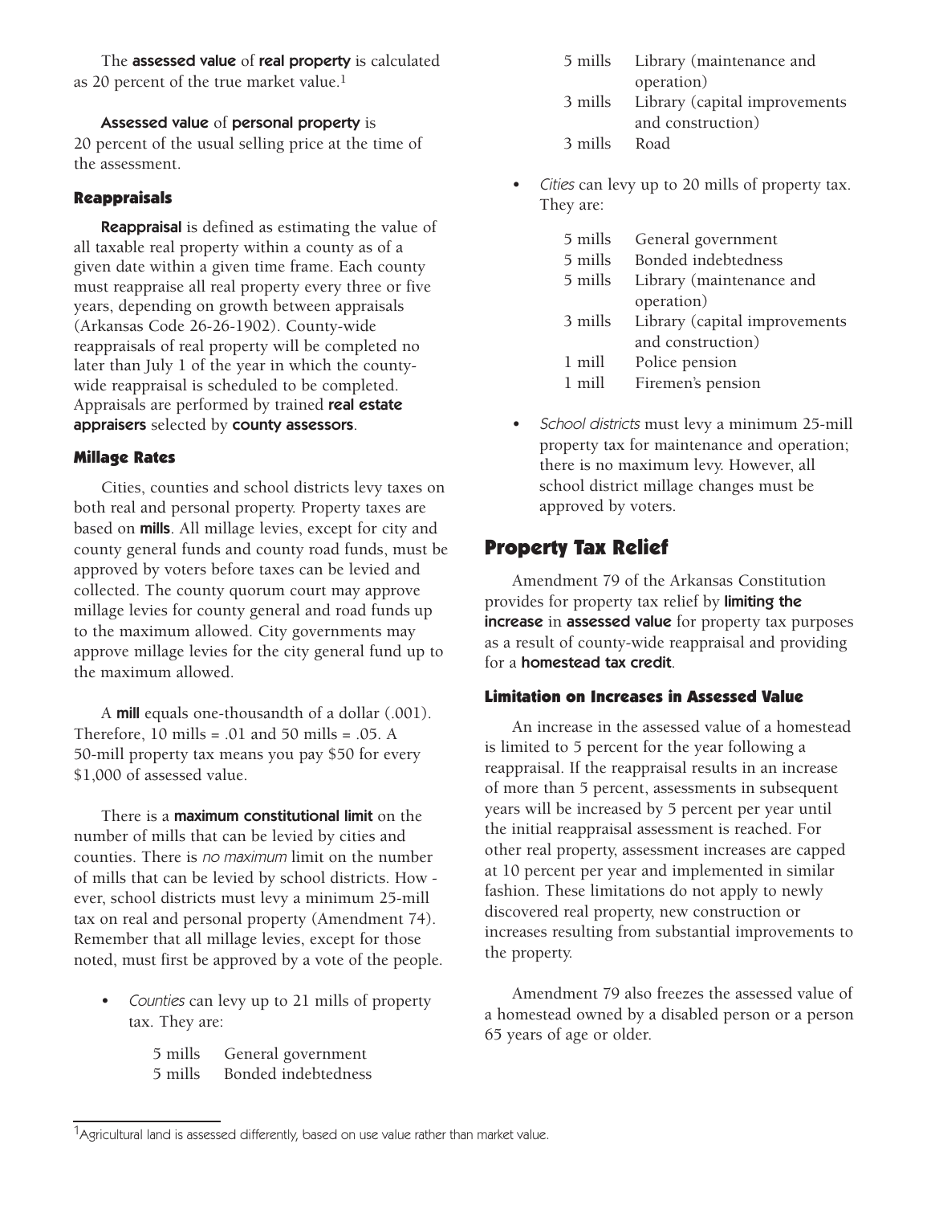The **assessed value** of **real property** is calculated as 20 percent of the true market value.[1]

**Assessed value** of **personal property** is 20 percent of the usual selling price at the time of the assessment.

### Reappraisals

**Reappraisal** is defined as estimating the value of all taxable real property within a county as of a given date within a given time frame. Each county must reappraise all real property every three or five years, depending on growth between appraisals (Arkansas Code 26-26-1902). County-wide reappraisals of real property will be completed no later than July 1 of the year in which the county-wide reappraisal is scheduled to be completed. Appraisals are performed by trained **real estate appraisers** selected by **county assessors**.

### Millage Rates

Cities, counties and school districts levy taxes on both real and personal property. Property taxes are based on **mills**. All millage levies, except for city and county general funds and county road funds, must be approved by voters before taxes can be levied and collected. The county quorum court may approve millage levies for county general and road funds up to the maximum allowed. City governments may approve millage levies for the city general fund up to the maximum allowed.

A **mill** equals one-thousandth of a dollar (.001). Therefore, 10 mills = .01 and 50 mills = .05. A 50-mill property tax means you pay $50 for every $1,000 of assessed value.

There is a **maximum constitutional limit** on the number of mills that can be levied by cities and counties. There is *no maximum* limit on the number of mills that can be levied by school districts. However, school districts must levy a minimum 25-mill tax on real and personal property (Amendment 74). Remember that all millage levies, except for those noted, must first be approved by a vote of the people.

- *Counties* can levy up to 21 mills of property tax. They are:

| | |
|---|---|
| 5 mills | General government |
| 5 mills | Bonded indebtedness |
| 5 mills | Library (maintenance and operation) |
| 3 mills | Library (capital improvements and construction) |
| 3 mills | Road |

- *Cities* can levy up to 20 mills of property tax. They are:

| | |
|---|---|
| 5 mills | General government |
| 5 mills | Bonded indebtedness |
| 5 mills | Library (maintenance and operation) |
| 3 mills | Library (capital improvements and construction) |
| 1 mill | Police pension |
| 1 mill | Firemen's pension |

- *School districts* must levy a minimum 25-mill property tax for maintenance and operation; there is no maximum levy. However, all school district millage changes must be approved by voters.

## Property Tax Relief

Amendment 79 of the Arkansas Constitution provides for property tax relief by **limiting the increase** in **assessed value** for property tax purposes as a result of county-wide reappraisal and providing for a **homestead tax credit**.

### Limitation on Increases in Assessed Value

An increase in the assessed value of a homestead is limited to 5 percent for the year following a reappraisal. If the reappraisal results in an increase of more than 5 percent, assessments in subsequent years will be increased by 5 percent per year until the initial reappraisal assessment is reached. For other real property, assessment increases are capped at 10 percent per year and implemented in similar fashion. These limitations do not apply to newly discovered real property, new construction or increases resulting from substantial improvements to the property.

Amendment 79 also freezes the assessed value of a homestead owned by a disabled person or a person 65 years of age or older.

---

[1] Agricultural land is assessed differently, based on use value rather than market value.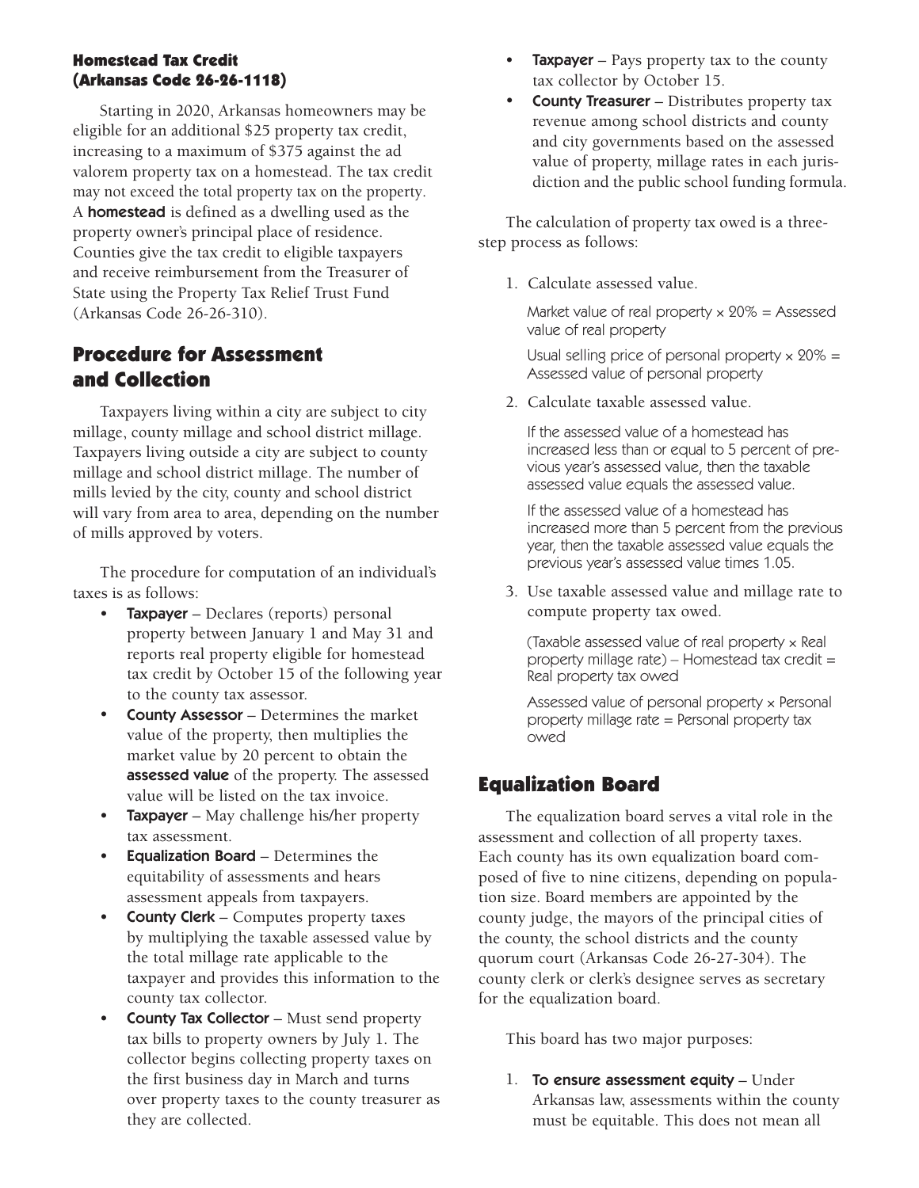### Homestead Tax Credit (Arkansas Code 26-26-1118)

Starting in 2020, Arkansas homeowners may be eligible for an additional $25 property tax credit, increasing to a maximum of $375 against the ad valorem property tax on a homestead. The tax credit may not exceed the total property tax on the property. A **homestead** is defined as a dwelling used as the property owner's principal place of residence. Counties give the tax credit to eligible taxpayers and receive reimbursement from the Treasurer of State using the Property Tax Relief Trust Fund (Arkansas Code 26-26-310).

## Procedure for Assessment and Collection

Taxpayers living within a city are subject to city millage, county millage and school district millage. Taxpayers living outside a city are subject to county millage and school district millage. The number of mills levied by the city, county and school district will vary from area to area, depending on the number of mills approved by voters.

The procedure for computation of an individual's taxes is as follows:

- **Taxpayer** – Declares (reports) personal property between January 1 and May 31 and reports real property eligible for homestead tax credit by October 15 of the following year to the county tax assessor.
- **County Assessor** – Determines the market value of the property, then multiplies the market value by 20 percent to obtain the **assessed value** of the property. The assessed value will be listed on the tax invoice.
- **Taxpayer** – May challenge his/her property tax assessment.
- **Equalization Board** – Determines the equitability of assessments and hears assessment appeals from taxpayers.
- **County Clerk** – Computes property taxes by multiplying the taxable assessed value by the total millage rate applicable to the taxpayer and provides this information to the county tax collector.
- **County Tax Collector** – Must send property tax bills to property owners by July 1. The collector begins collecting property taxes on the first business day in March and turns over property taxes to the county treasurer as they are collected.
- **Taxpayer** – Pays property tax to the county tax collector by October 15.
- **County Treasurer** – Distributes property tax revenue among school districts and county and city governments based on the assessed value of property, millage rates in each jurisdiction and the public school funding formula.

The calculation of property tax owed is a three-step process as follows:

1. Calculate assessed value.

   Market value of real property × 20% = Assessed value of real property

   Usual selling price of personal property × 20% = Assessed value of personal property

2. Calculate taxable assessed value.

   If the assessed value of a homestead has increased less than or equal to 5 percent of previous year's assessed value, then the taxable assessed value equals the assessed value.

   If the assessed value of a homestead has increased more than 5 percent from the previous year, then the taxable assessed value equals the previous year's assessed value times 1.05.

3. Use taxable assessed value and millage rate to compute property tax owed.

   (Taxable assessed value of real property × Real property millage rate) – Homestead tax credit = Real property tax owed

   Assessed value of personal property × Personal property millage rate = Personal property tax owed

## Equalization Board

The equalization board serves a vital role in the assessment and collection of all property taxes. Each county has its own equalization board composed of five to nine citizens, depending on population size. Board members are appointed by the county judge, the mayors of the principal cities of the county, the school districts and the county quorum court (Arkansas Code 26-27-304). The county clerk or clerk's designee serves as secretary for the equalization board.

This board has two major purposes:

1. **To ensure assessment equity** – Under Arkansas law, assessments within the county must be equitable. This does not mean all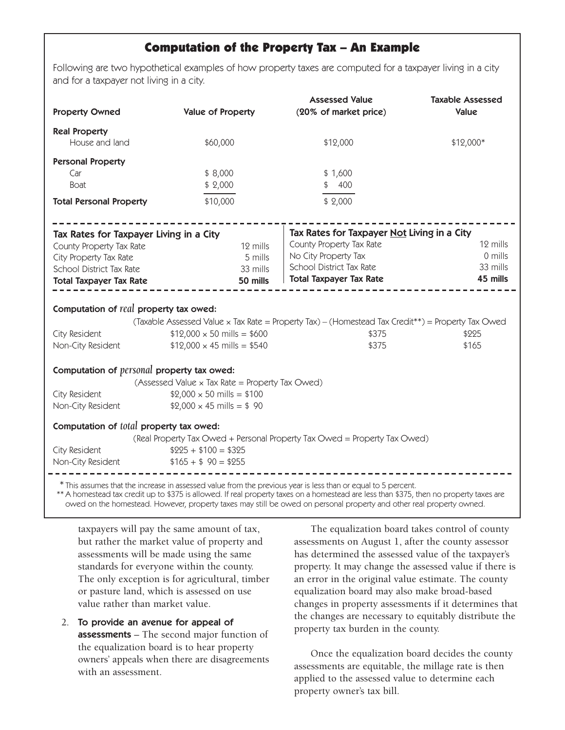## Computation of the Property Tax – An Example

Following are two hypothetical examples of how property taxes are computed for a taxpayer living in a city and for a taxpayer not living in a city.

| Property Owned | Value of Property | Assessed Value (20% of market price) | Taxable Assessed Value |
|---|---|---|---|
| **Real Property** | | | |
| House and land | $60,000 | $12,000 | $12,000* |
| **Personal Property** | | | |
| Car | $ 8,000 | $ 1,600 | |
| Boat | $ 2,000 | $ 400 | |
| **Total Personal Property** | $10,000 | $ 2,000 | |

| Tax Rates for Taxpayer Living in a City | |
|---|---|
| County Property Tax Rate | 12 mills |
| City Property Tax Rate | 5 mills |
| School District Tax Rate | 33 mills |
| **Total Taxpayer Tax Rate** | **50 mills** |

| Tax Rates for Taxpayer Not Living in a City | |
|---|---|
| County Property Tax Rate | 12 mills |
| No City Property Tax | 0 mills |
| School District Tax Rate | 33 mills |
| **Total Taxpayer Tax Rate** | **45 mills** |

**Computation of *real* property tax owed:**

(Taxable Assessed Value × Tax Rate = Property Tax) – (Homestead Tax Credit**) = Property Tax Owed

| | Taxable Assessed Value × Tax Rate = Property Tax | Homestead Tax Credit** | Property Tax Owed |
|---|---|---|---|
| City Resident | $12,000 × 50 mills = $600 | $375 | $225 |
| Non-City Resident | $12,000 × 45 mills = $540 | $375 | $165 |

**Computation of *personal* property tax owed:**

(Assessed Value × Tax Rate = Property Tax Owed)

| | |
|---|---|
| City Resident | $2,000 × 50 mills = $100 |
| Non-City Resident | $2,000 × 45 mills = $ 90 |

**Computation of *total* property tax owed:**

(Real Property Tax Owed + Personal Property Tax Owed = Property Tax Owed)

| | |
|---|---|
| City Resident | $225 + $100 = $325 |
| Non-City Resident | $165 + $ 90 = $255 |

\* This assumes that the increase in assessed value from the previous year is less than or equal to 5 percent.

\*\* A homestead tax credit up to $375 is allowed. If real property taxes on a homestead are less than $375, then no property taxes are owed on the homestead. However, property taxes may still be owed on personal property and other real property owned.

taxpayers will pay the same amount of tax, but rather the market value of property and assessments will be made using the same standards for everyone within the county. The only exception is for agricultural, timber or pasture land, which is assessed on use value rather than market value.

2. **To provide an avenue for appeal of assessments** – The second major function of the equalization board is to hear property owners' appeals when there are disagreements with an assessment.

The equalization board takes control of county assessments on August 1, after the county assessor has determined the assessed value of the taxpayer's property. It may change the assessed value if there is an error in the original value estimate. The county equalization board may also make broad-based changes in property assessments if it determines that the changes are necessary to equitably distribute the property tax burden in the county.

Once the equalization board decides the county assessments are equitable, the millage rate is then applied to the assessed value to determine each property owner's tax bill.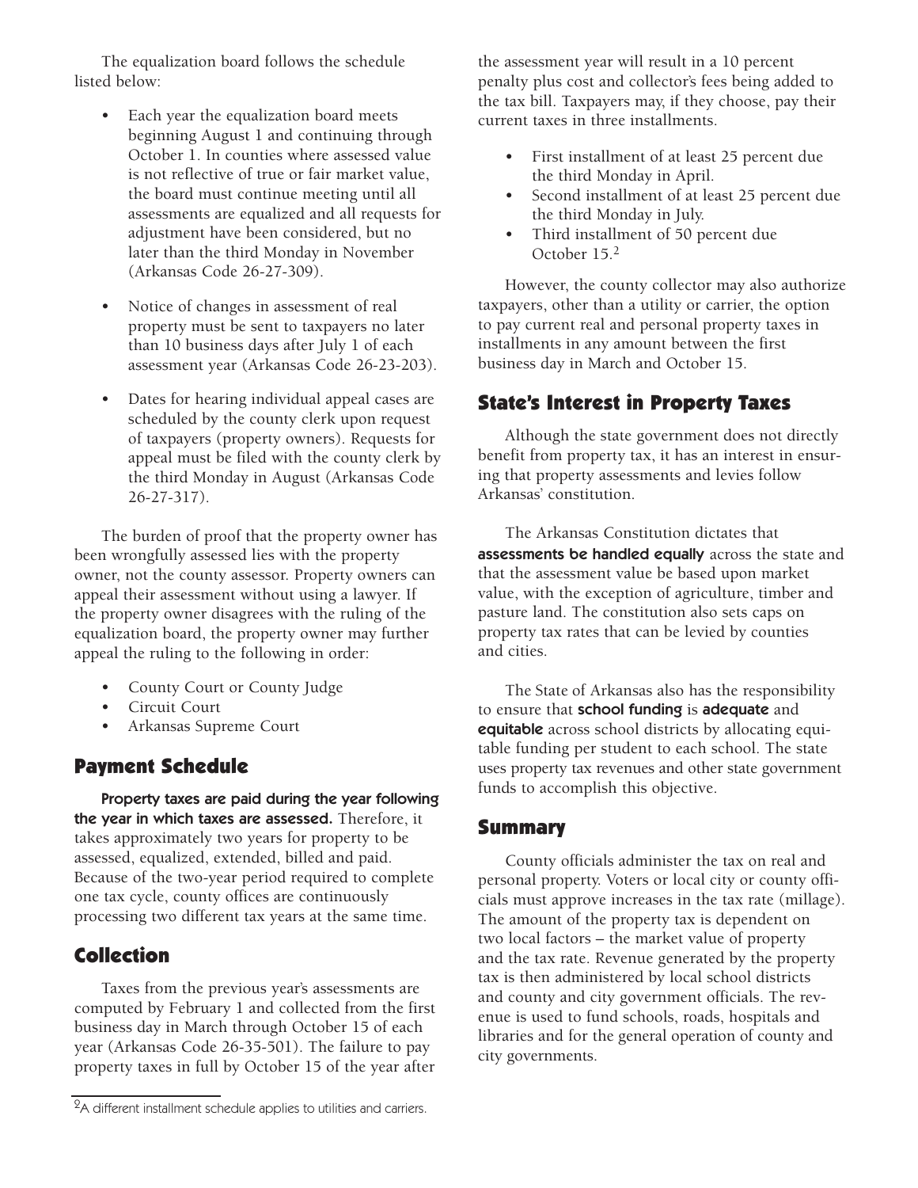The equalization board follows the schedule listed below:

- Each year the equalization board meets beginning August 1 and continuing through October 1. In counties where assessed value is not reflective of true or fair market value, the board must continue meeting until all assessments are equalized and all requests for adjustment have been considered, but no later than the third Monday in November (Arkansas Code 26-27-309).
- Notice of changes in assessment of real property must be sent to taxpayers no later than 10 business days after July 1 of each assessment year (Arkansas Code 26-23-203).
- Dates for hearing individual appeal cases are scheduled by the county clerk upon request of taxpayers (property owners). Requests for appeal must be filed with the county clerk by the third Monday in August (Arkansas Code 26-27-317).

The burden of proof that the property owner has been wrongfully assessed lies with the property owner, not the county assessor. Property owners can appeal their assessment without using a lawyer. If the property owner disagrees with the ruling of the equalization board, the property owner may further appeal the ruling to the following in order:

- County Court or County Judge
- Circuit Court
- Arkansas Supreme Court

## Payment Schedule

**Property taxes are paid during the year following the year in which taxes are assessed.** Therefore, it takes approximately two years for property to be assessed, equalized, extended, billed and paid. Because of the two-year period required to complete one tax cycle, county offices are continuously processing two different tax years at the same time.

## Collection

Taxes from the previous year's assessments are computed by February 1 and collected from the first business day in March through October 15 of each year (Arkansas Code 26-35-501). The failure to pay property taxes in full by October 15 of the year after the assessment year will result in a 10 percent penalty plus cost and collector's fees being added to the tax bill. Taxpayers may, if they choose, pay their current taxes in three installments.

- First installment of at least 25 percent due the third Monday in April.
- Second installment of at least 25 percent due the third Monday in July.
- Third installment of 50 percent due October 15.[2]

However, the county collector may also authorize taxpayers, other than a utility or carrier, the option to pay current real and personal property taxes in installments in any amount between the first business day in March and October 15.

## State's Interest in Property Taxes

Although the state government does not directly benefit from property tax, it has an interest in ensuring that property assessments and levies follow Arkansas' constitution.

The Arkansas Constitution dictates that **assessments be handled equally** across the state and that the assessment value be based upon market value, with the exception of agriculture, timber and pasture land. The constitution also sets caps on property tax rates that can be levied by counties and cities.

The State of Arkansas also has the responsibility to ensure that **school funding** is **adequate** and **equitable** across school districts by allocating equitable funding per student to each school. The state uses property tax revenues and other state government funds to accomplish this objective.

## Summary

County officials administer the tax on real and personal property. Voters or local city or county officials must approve increases in the tax rate (millage). The amount of the property tax is dependent on two local factors – the market value of property and the tax rate. Revenue generated by the property tax is then administered by local school districts and county and city government officials. The revenue is used to fund schools, roads, hospitals and libraries and for the general operation of county and city governments.

[2] A different installment schedule applies to utilities and carriers.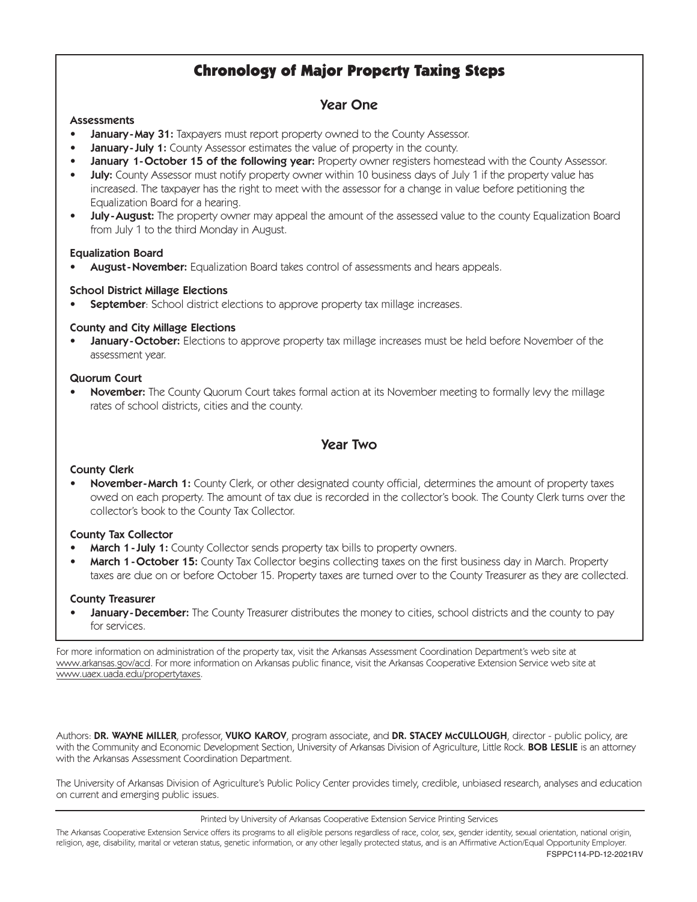# Chronology of Major Property Taxing Steps

## Year One

### Assessments

- **January-May 31:** Taxpayers must report property owned to the County Assessor.
- **January-July 1:** County Assessor estimates the value of property in the county.
- **January 1-October 15 of the following year:** Property owner registers homestead with the County Assessor.
- **July:** County Assessor must notify property owner within 10 business days of July 1 if the property value has increased. The taxpayer has the right to meet with the assessor for a change in value before petitioning the Equalization Board for a hearing.
- **July-August:** The property owner may appeal the amount of the assessed value to the county Equalization Board from July 1 to the third Monday in August.

### Equalization Board

- **August-November:** Equalization Board takes control of assessments and hears appeals.

### School District Millage Elections

- **September**: School district elections to approve property tax millage increases.

### County and City Millage Elections

- **January-October:** Elections to approve property tax millage increases must be held before November of the assessment year.

### Quorum Court

- **November:** The County Quorum Court takes formal action at its November meeting to formally levy the millage rates of school districts, cities and the county.

## Year Two

### County Clerk

- **November-March 1:** County Clerk, or other designated county official, determines the amount of property taxes owed on each property. The amount of tax due is recorded in the collector's book. The County Clerk turns over the collector's book to the County Tax Collector.

### County Tax Collector

- **March 1-July 1:** County Collector sends property tax bills to property owners.
- **March 1-October 15:** County Tax Collector begins collecting taxes on the first business day in March. Property taxes are due on or before October 15. Property taxes are turned over to the County Treasurer as they are collected.

### County Treasurer

- **January-December:** The County Treasurer distributes the money to cities, school districts and the county to pay for services.

For more information on administration of the property tax, visit the Arkansas Assessment Coordination Department's web site at www.arkansas.gov/acd. For more information on Arkansas public finance, visit the Arkansas Cooperative Extension Service web site at www.uaex.uada.edu/propertytaxes.

Authors: **DR. WAYNE MILLER**, professor, **VUKO KAROV**, program associate, and **DR. STACEY McCULLOUGH**, director - public policy, are with the Community and Economic Development Section, University of Arkansas Division of Agriculture, Little Rock. **BOB LESLIE** is an attorney with the Arkansas Assessment Coordination Department.

The University of Arkansas Division of Agriculture's Public Policy Center provides timely, credible, unbiased research, analyses and education on current and emerging public issues.

Printed by University of Arkansas Cooperative Extension Service Printing Services

The Arkansas Cooperative Extension Service offers its programs to all eligible persons regardless of race, color, sex, gender identity, sexual orientation, national origin, religion, age, disability, marital or veteran status, genetic information, or any other legally protected status, and is an Affirmative Action/Equal Opportunity Employer.

FSPPC114-PD-12-2021RV